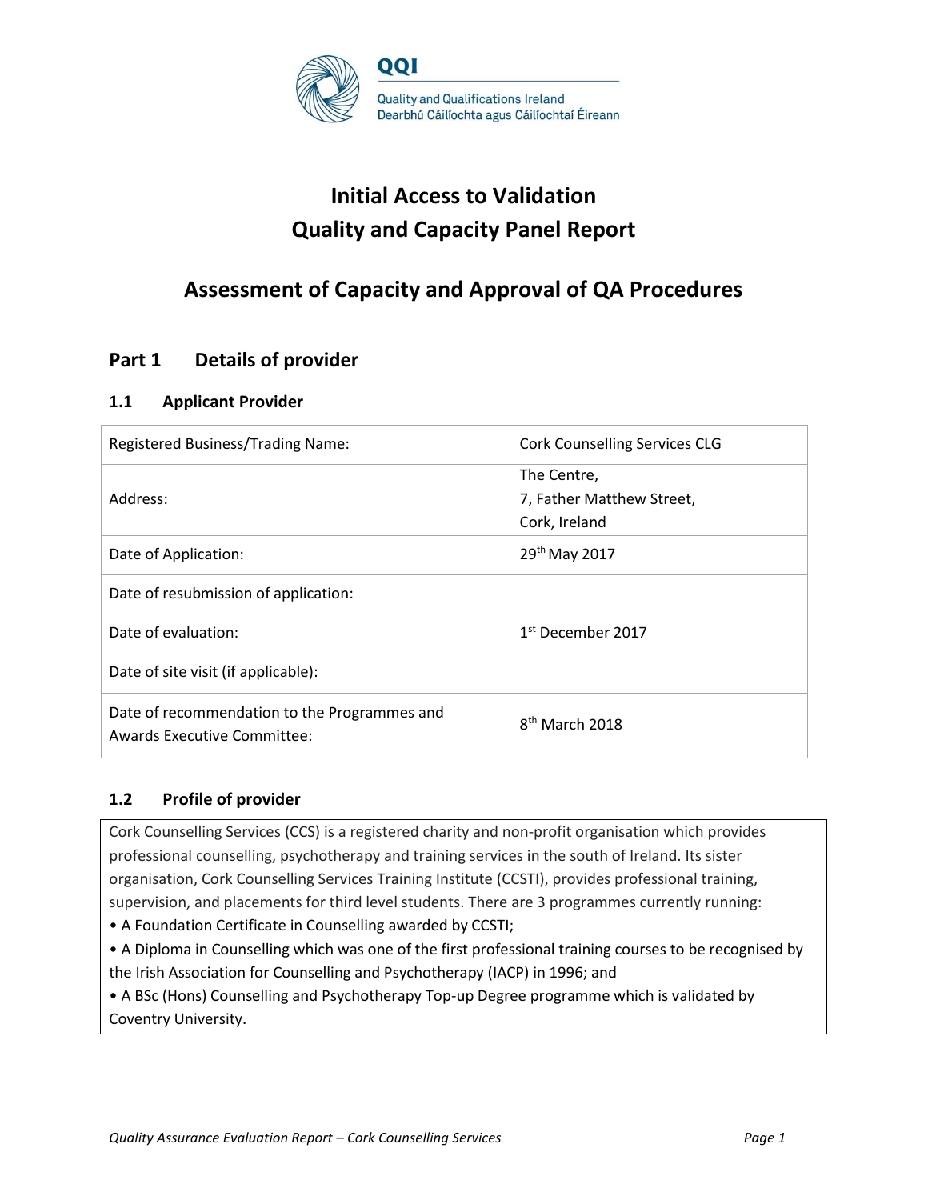QQI

Quality and Qualifications Ireland
Dearbhú Cáilíochta agus Cáilíochtaí Éireann

# Initial Access to Validation
# Quality and Capacity Panel Report

## Assessment of Capacity and Approval of QA Procedures

## Part 1 Details of provider

### 1.1 Applicant Provider

| | |
|---|---|
| Registered Business/Trading Name: | Cork Counselling Services CLG |
| Address: | The Centre,<br>7, Father Matthew Street,<br>Cork, Ireland |
| Date of Application: | 29th May 2017 |
| Date of resubmission of application: | |
| Date of evaluation: | 1st December 2017 |
| Date of site visit (if applicable): | |
| Date of recommendation to the Programmes and Awards Executive Committee: | 8th March 2018 |

### 1.2 Profile of provider

Cork Counselling Services (CCS) is a registered charity and non-profit organisation which provides professional counselling, psychotherapy and training services in the south of Ireland. Its sister organisation, Cork Counselling Services Training Institute (CCSTI), provides professional training, supervision, and placements for third level students. There are 3 programmes currently running:

- A Foundation Certificate in Counselling awarded by CCSTI;
- A Diploma in Counselling which was one of the first professional training courses to be recognised by the Irish Association for Counselling and Psychotherapy (IACP) in 1996; and
- A BSc (Hons) Counselling and Psychotherapy Top-up Degree programme which is validated by Coventry University.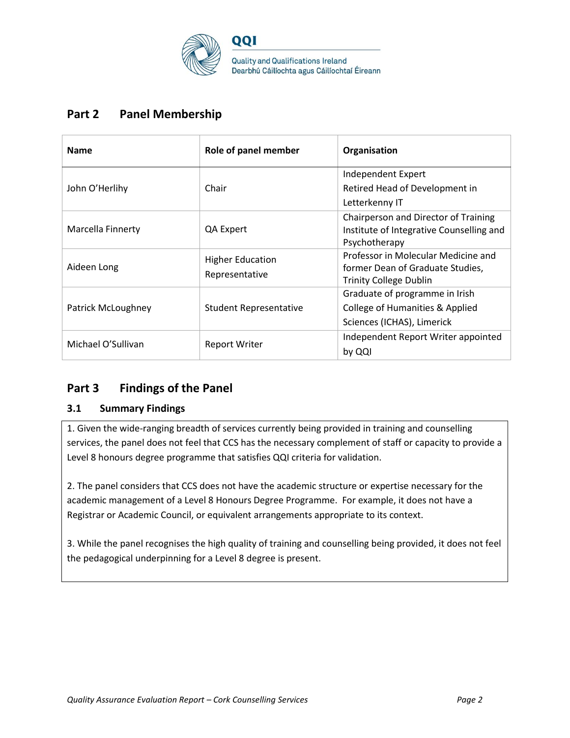## Part 2 Panel Membership

| Name | Role of panel member | Organisation |
|---|---|---|
| John O'Herlihy | Chair | Independent Expert Retired Head of Development in Letterkenny IT |
| Marcella Finnerty | QA Expert | Chairperson and Director of Training Institute of Integrative Counselling and Psychotherapy |
| Aideen Long | Higher Education Representative | Professor in Molecular Medicine and former Dean of Graduate Studies, Trinity College Dublin |
| Patrick McLoughney | Student Representative | Graduate of programme in Irish College of Humanities & Applied Sciences (ICHAS), Limerick |
| Michael O'Sullivan | Report Writer | Independent Report Writer appointed by QQI |

## Part 3 Findings of the Panel

### 3.1 Summary Findings

1. Given the wide-ranging breadth of services currently being provided in training and counselling services, the panel does not feel that CCS has the necessary complement of staff or capacity to provide a Level 8 honours degree programme that satisfies QQI criteria for validation.

2. The panel considers that CCS does not have the academic structure or expertise necessary for the academic management of a Level 8 Honours Degree Programme. For example, it does not have a Registrar or Academic Council, or equivalent arrangements appropriate to its context.

3. While the panel recognises the high quality of training and counselling being provided, it does not feel the pedagogical underpinning for a Level 8 degree is present.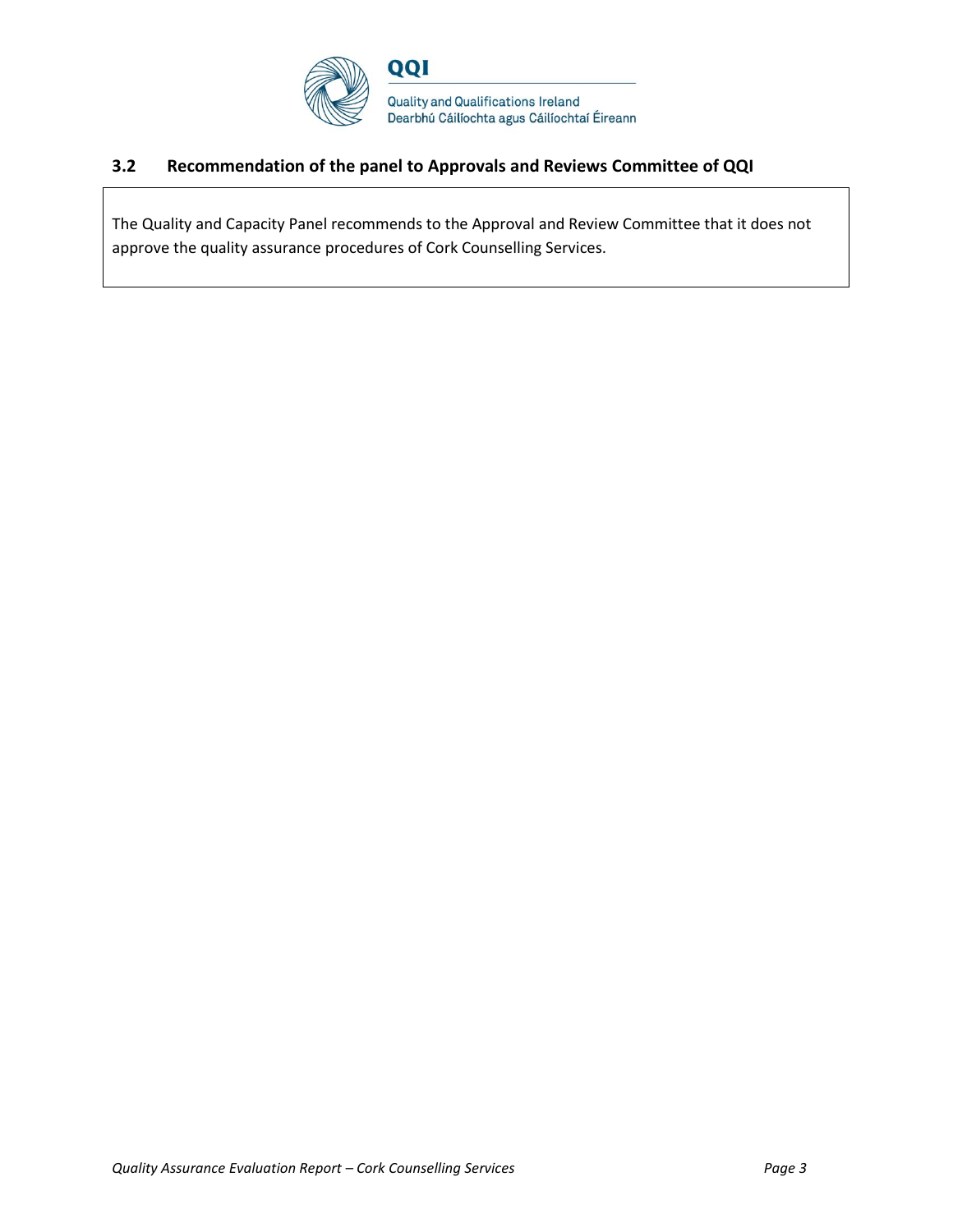## 3.2 Recommendation of the panel to Approvals and Reviews Committee of QQI

The Quality and Capacity Panel recommends to the Approval and Review Committee that it does not approve the quality assurance procedures of Cork Counselling Services.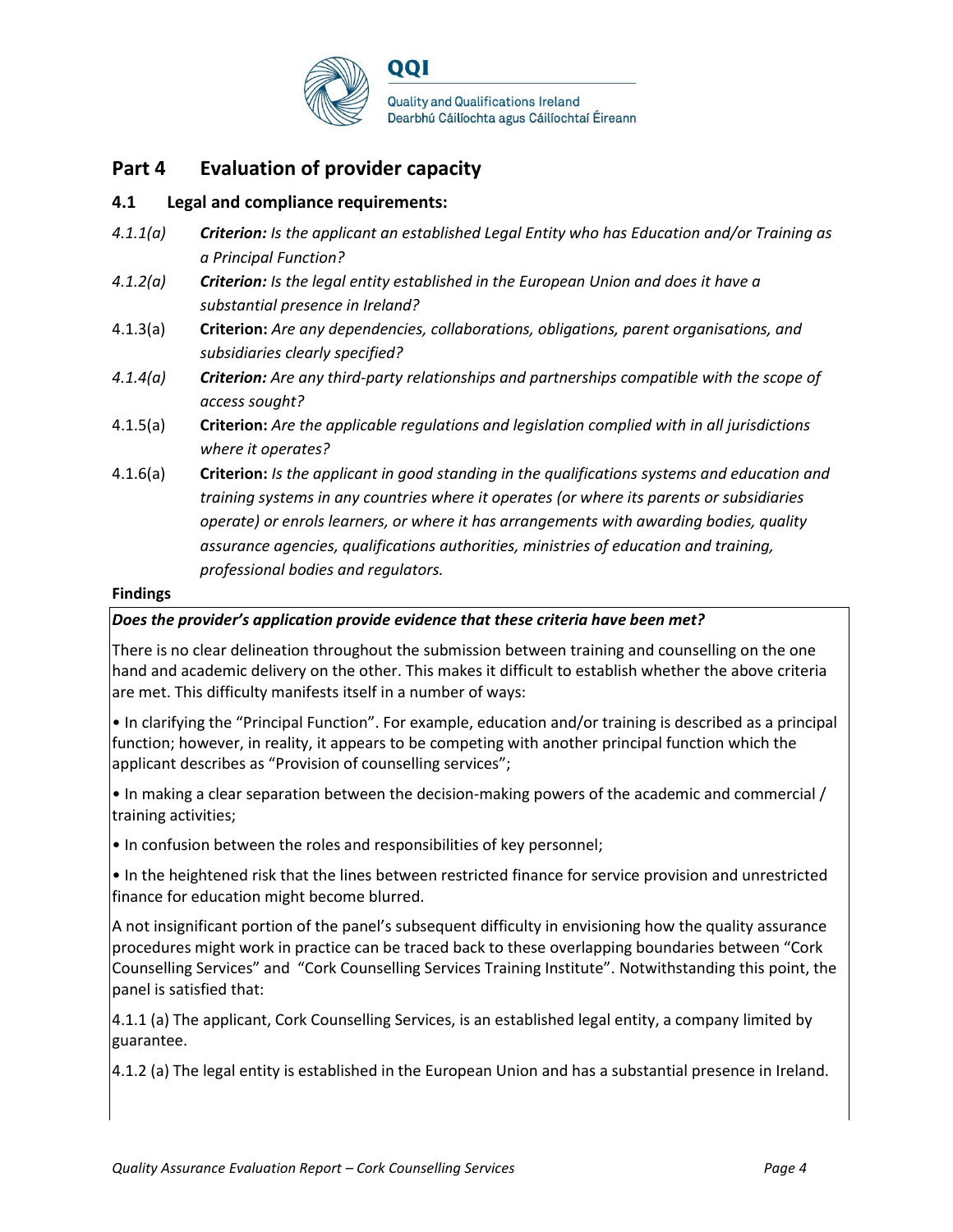## Part 4 Evaluation of provider capacity

### 4.1 Legal and compliance requirements:

*4.1.1(a)* ***Criterion:*** *Is the applicant an established Legal Entity who has Education and/or Training as a Principal Function?*

*4.1.2(a)* ***Criterion:*** *Is the legal entity established in the European Union and does it have a substantial presence in Ireland?*

4.1.3(a) **Criterion:** *Are any dependencies, collaborations, obligations, parent organisations, and subsidiaries clearly specified?*

*4.1.4(a)* ***Criterion:*** *Are any third-party relationships and partnerships compatible with the scope of access sought?*

4.1.5(a) **Criterion:** *Are the applicable regulations and legislation complied with in all jurisdictions where it operates?*

4.1.6(a) **Criterion:** *Is the applicant in good standing in the qualifications systems and education and training systems in any countries where it operates (or where its parents or subsidiaries operate) or enrols learners, or where it has arrangements with awarding bodies, quality assurance agencies, qualifications authorities, ministries of education and training, professional bodies and regulators.*

**Findings**

***Does the provider's application provide evidence that these criteria have been met?***

There is no clear delineation throughout the submission between training and counselling on the one hand and academic delivery on the other. This makes it difficult to establish whether the above criteria are met. This difficulty manifests itself in a number of ways:

- In clarifying the "Principal Function". For example, education and/or training is described as a principal function; however, in reality, it appears to be competing with another principal function which the applicant describes as "Provision of counselling services";
- In making a clear separation between the decision-making powers of the academic and commercial / training activities;
- In confusion between the roles and responsibilities of key personnel;
- In the heightened risk that the lines between restricted finance for service provision and unrestricted finance for education might become blurred.

A not insignificant portion of the panel's subsequent difficulty in envisioning how the quality assurance procedures might work in practice can be traced back to these overlapping boundaries between "Cork Counselling Services" and "Cork Counselling Services Training Institute". Notwithstanding this point, the panel is satisfied that:

4.1.1 (a) The applicant, Cork Counselling Services, is an established legal entity, a company limited by guarantee.

4.1.2 (a) The legal entity is established in the European Union and has a substantial presence in Ireland.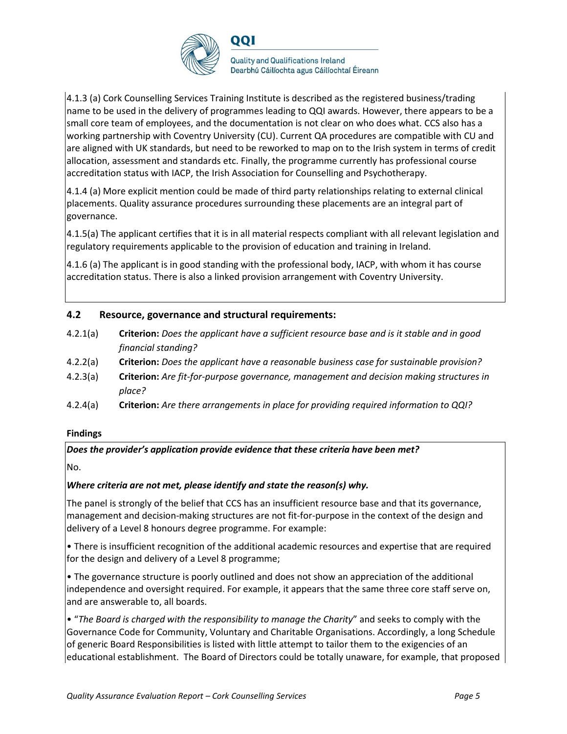4.1.3 (a) Cork Counselling Services Training Institute is described as the registered business/trading name to be used in the delivery of programmes leading to QQI awards. However, there appears to be a small core team of employees, and the documentation is not clear on who does what. CCS also has a working partnership with Coventry University (CU). Current QA procedures are compatible with CU and are aligned with UK standards, but need to be reworked to map on to the Irish system in terms of credit allocation, assessment and standards etc. Finally, the programme currently has professional course accreditation status with IACP, the Irish Association for Counselling and Psychotherapy.

4.1.4 (a) More explicit mention could be made of third party relationships relating to external clinical placements. Quality assurance procedures surrounding these placements are an integral part of governance.

4.1.5(a) The applicant certifies that it is in all material respects compliant with all relevant legislation and regulatory requirements applicable to the provision of education and training in Ireland.

4.1.6 (a) The applicant is in good standing with the professional body, IACP, with whom it has course accreditation status. There is also a linked provision arrangement with Coventry University.

### 4.2 Resource, governance and structural requirements:

- 4.2.1(a) **Criterion:** *Does the applicant have a sufficient resource base and is it stable and in good financial standing?*
- 4.2.2(a) **Criterion:** *Does the applicant have a reasonable business case for sustainable provision?*
- 4.2.3(a) **Criterion:** *Are fit-for-purpose governance, management and decision making structures in place?*
- 4.2.4(a) **Criterion:** *Are there arrangements in place for providing required information to QQI?*

**Findings**

***Does the provider's application provide evidence that these criteria have been met?***

No.

***Where criteria are not met, please identify and state the reason(s) why.***

The panel is strongly of the belief that CCS has an insufficient resource base and that its governance, management and decision-making structures are not fit-for-purpose in the context of the design and delivery of a Level 8 honours degree programme. For example:

- There is insufficient recognition of the additional academic resources and expertise that are required for the design and delivery of a Level 8 programme;
- The governance structure is poorly outlined and does not show an appreciation of the additional independence and oversight required. For example, it appears that the same three core staff serve on, and are answerable to, all boards.
- "*The Board is charged with the responsibility to manage the Charity*" and seeks to comply with the Governance Code for Community, Voluntary and Charitable Organisations. Accordingly, a long Schedule of generic Board Responsibilities is listed with little attempt to tailor them to the exigencies of an educational establishment. The Board of Directors could be totally unaware, for example, that proposed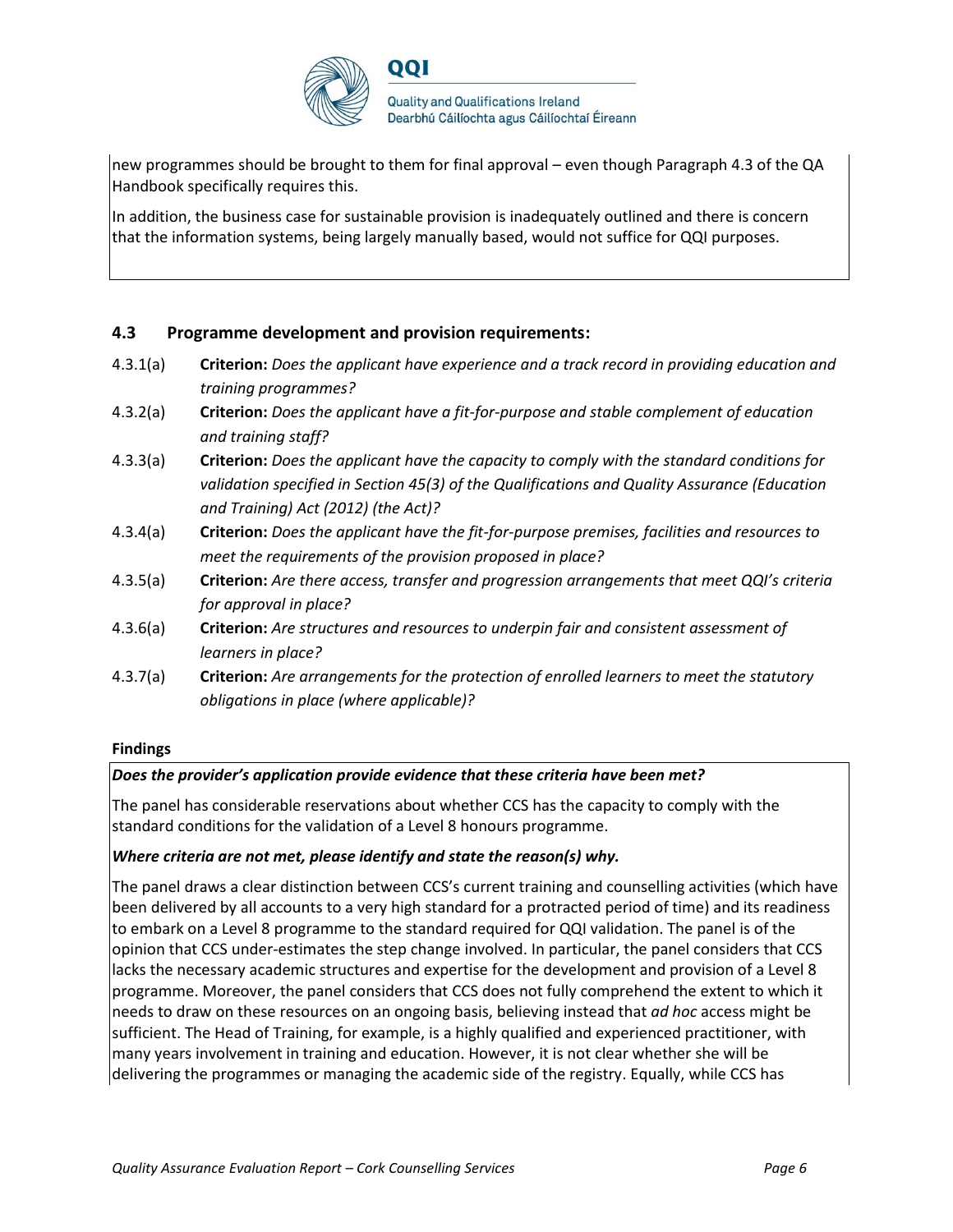new programmes should be brought to them for final approval – even though Paragraph 4.3 of the QA Handbook specifically requires this.

In addition, the business case for sustainable provision is inadequately outlined and there is concern that the information systems, being largely manually based, would not suffice for QQI purposes.

### 4.3 Programme development and provision requirements:

4.3.1(a) **Criterion:** *Does the applicant have experience and a track record in providing education and training programmes?*

4.3.2(a) **Criterion:** *Does the applicant have a fit-for-purpose and stable complement of education and training staff?*

4.3.3(a) **Criterion:** *Does the applicant have the capacity to comply with the standard conditions for validation specified in Section 45(3) of the Qualifications and Quality Assurance (Education and Training) Act (2012) (the Act)?*

4.3.4(a) **Criterion:** *Does the applicant have the fit-for-purpose premises, facilities and resources to meet the requirements of the provision proposed in place?*

4.3.5(a) **Criterion:** *Are there access, transfer and progression arrangements that meet QQI's criteria for approval in place?*

4.3.6(a) **Criterion:** *Are structures and resources to underpin fair and consistent assessment of learners in place?*

4.3.7(a) **Criterion:** *Are arrangements for the protection of enrolled learners to meet the statutory obligations in place (where applicable)?*

**Findings**

***Does the provider's application provide evidence that these criteria have been met?***

The panel has considerable reservations about whether CCS has the capacity to comply with the standard conditions for the validation of a Level 8 honours programme.

***Where criteria are not met, please identify and state the reason(s) why.***

The panel draws a clear distinction between CCS's current training and counselling activities (which have been delivered by all accounts to a very high standard for a protracted period of time) and its readiness to embark on a Level 8 programme to the standard required for QQI validation. The panel is of the opinion that CCS under-estimates the step change involved. In particular, the panel considers that CCS lacks the necessary academic structures and expertise for the development and provision of a Level 8 programme. Moreover, the panel considers that CCS does not fully comprehend the extent to which it needs to draw on these resources on an ongoing basis, believing instead that *ad hoc* access might be sufficient. The Head of Training, for example, is a highly qualified and experienced practitioner, with many years involvement in training and education. However, it is not clear whether she will be delivering the programmes or managing the academic side of the registry. Equally, while CCS has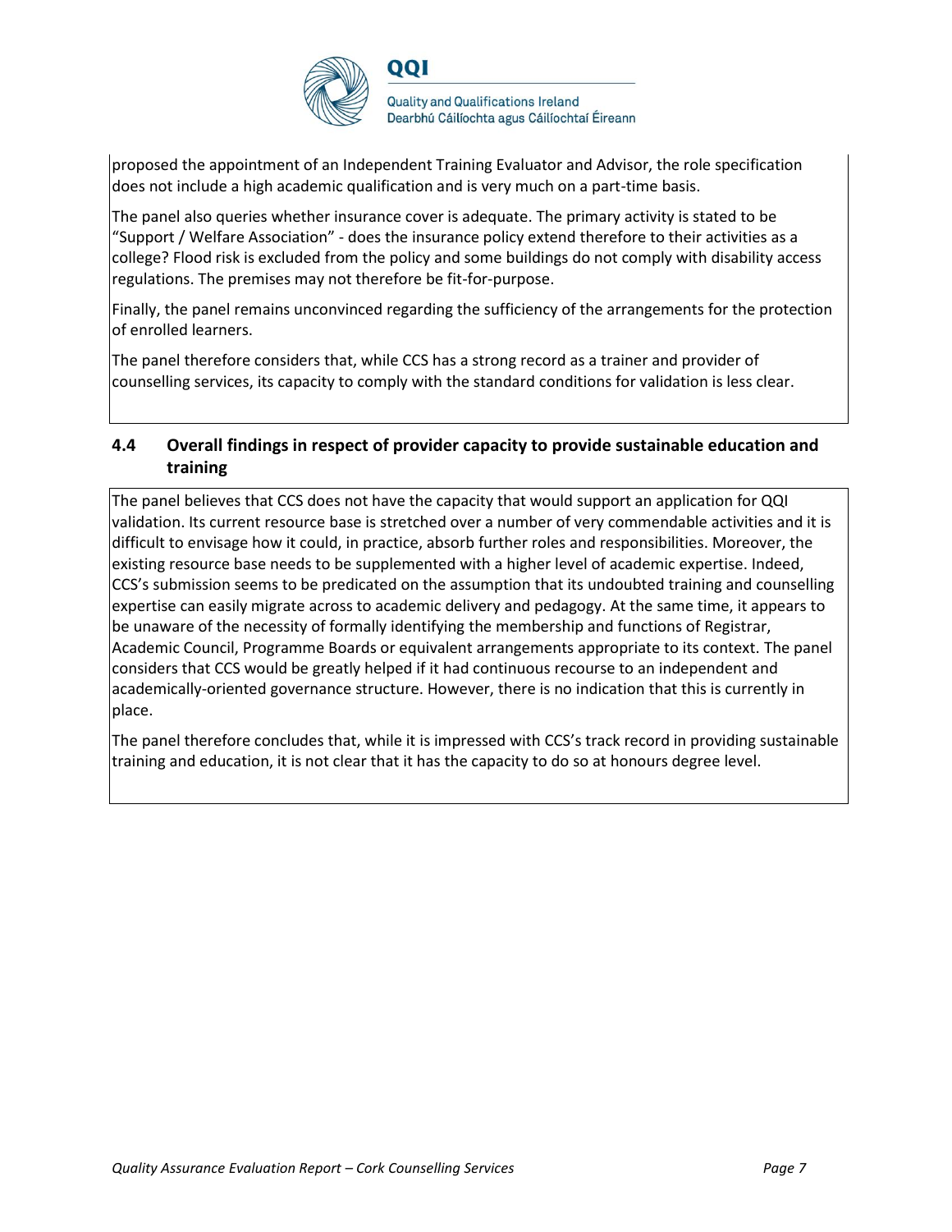proposed the appointment of an Independent Training Evaluator and Advisor, the role specification does not include a high academic qualification and is very much on a part-time basis.

The panel also queries whether insurance cover is adequate. The primary activity is stated to be "Support / Welfare Association" - does the insurance policy extend therefore to their activities as a college? Flood risk is excluded from the policy and some buildings do not comply with disability access regulations. The premises may not therefore be fit-for-purpose.

Finally, the panel remains unconvinced regarding the sufficiency of the arrangements for the protection of enrolled learners.

The panel therefore considers that, while CCS has a strong record as a trainer and provider of counselling services, its capacity to comply with the standard conditions for validation is less clear.

### 4.4 Overall findings in respect of provider capacity to provide sustainable education and training

The panel believes that CCS does not have the capacity that would support an application for QQI validation. Its current resource base is stretched over a number of very commendable activities and it is difficult to envisage how it could, in practice, absorb further roles and responsibilities. Moreover, the existing resource base needs to be supplemented with a higher level of academic expertise. Indeed, CCS's submission seems to be predicated on the assumption that its undoubted training and counselling expertise can easily migrate across to academic delivery and pedagogy. At the same time, it appears to be unaware of the necessity of formally identifying the membership and functions of Registrar, Academic Council, Programme Boards or equivalent arrangements appropriate to its context. The panel considers that CCS would be greatly helped if it had continuous recourse to an independent and academically-oriented governance structure. However, there is no indication that this is currently in place.

The panel therefore concludes that, while it is impressed with CCS's track record in providing sustainable training and education, it is not clear that it has the capacity to do so at honours degree level.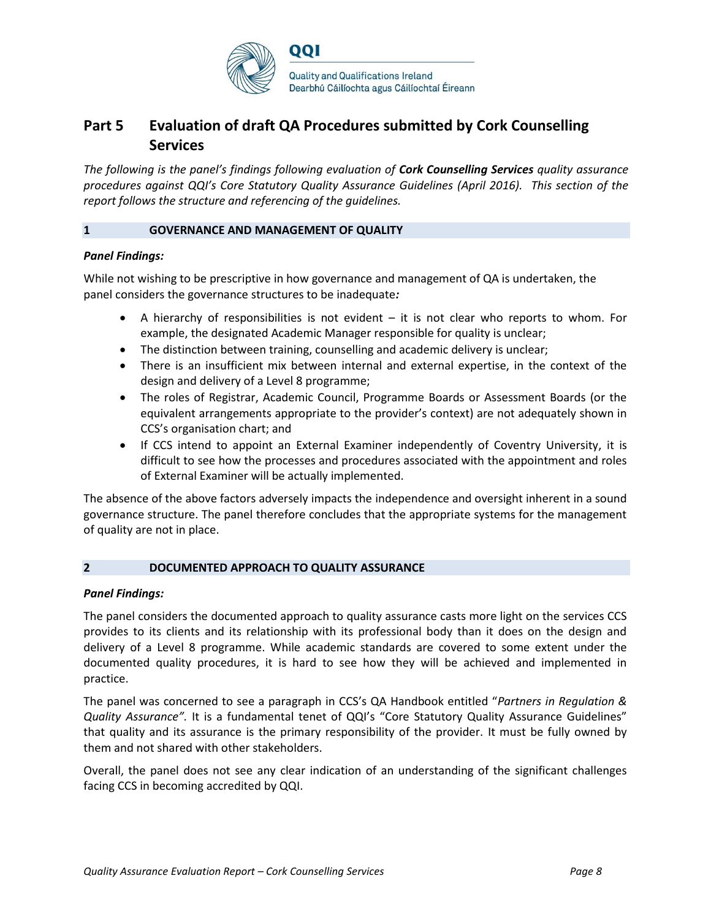## Part 5 Evaluation of draft QA Procedures submitted by Cork Counselling Services

*The following is the panel's findings following evaluation of **Cork Counselling Services** quality assurance procedures against QQI's Core Statutory Quality Assurance Guidelines (April 2016). This section of the report follows the structure and referencing of the guidelines.*

### 1 GOVERNANCE AND MANAGEMENT OF QUALITY

***Panel Findings:***

While not wishing to be prescriptive in how governance and management of QA is undertaken, the panel considers the governance structures to be inadequate***:***

- A hierarchy of responsibilities is not evident – it is not clear who reports to whom. For example, the designated Academic Manager responsible for quality is unclear;
- The distinction between training, counselling and academic delivery is unclear;
- There is an insufficient mix between internal and external expertise, in the context of the design and delivery of a Level 8 programme;
- The roles of Registrar, Academic Council, Programme Boards or Assessment Boards (or the equivalent arrangements appropriate to the provider's context) are not adequately shown in CCS's organisation chart; and
- If CCS intend to appoint an External Examiner independently of Coventry University, it is difficult to see how the processes and procedures associated with the appointment and roles of External Examiner will be actually implemented.

The absence of the above factors adversely impacts the independence and oversight inherent in a sound governance structure. The panel therefore concludes that the appropriate systems for the management of quality are not in place.

### 2 DOCUMENTED APPROACH TO QUALITY ASSURANCE

***Panel Findings:***

The panel considers the documented approach to quality assurance casts more light on the services CCS provides to its clients and its relationship with its professional body than it does on the design and delivery of a Level 8 programme. While academic standards are covered to some extent under the documented quality procedures, it is hard to see how they will be achieved and implemented in practice.

The panel was concerned to see a paragraph in CCS's QA Handbook entitled "*Partners in Regulation & Quality Assurance".* It is a fundamental tenet of QQI's "Core Statutory Quality Assurance Guidelines" that quality and its assurance is the primary responsibility of the provider. It must be fully owned by them and not shared with other stakeholders.

Overall, the panel does not see any clear indication of an understanding of the significant challenges facing CCS in becoming accredited by QQI.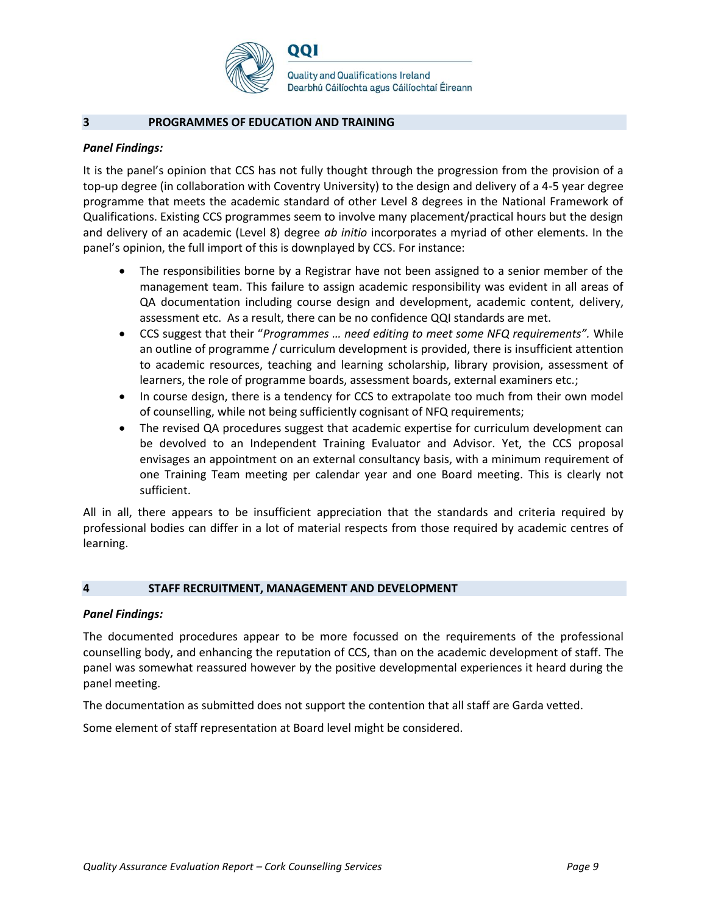## 3 PROGRAMMES OF EDUCATION AND TRAINING

***Panel Findings:***

It is the panel's opinion that CCS has not fully thought through the progression from the provision of a top-up degree (in collaboration with Coventry University) to the design and delivery of a 4-5 year degree programme that meets the academic standard of other Level 8 degrees in the National Framework of Qualifications. Existing CCS programmes seem to involve many placement/practical hours but the design and delivery of an academic (Level 8) degree *ab initio* incorporates a myriad of other elements. In the panel's opinion, the full import of this is downplayed by CCS. For instance:

- The responsibilities borne by a Registrar have not been assigned to a senior member of the management team. This failure to assign academic responsibility was evident in all areas of QA documentation including course design and development, academic content, delivery, assessment etc. As a result, there can be no confidence QQI standards are met.
- CCS suggest that their "*Programmes … need editing to meet some NFQ requirements".* While an outline of programme / curriculum development is provided, there is insufficient attention to academic resources, teaching and learning scholarship, library provision, assessment of learners, the role of programme boards, assessment boards, external examiners etc.;
- In course design, there is a tendency for CCS to extrapolate too much from their own model of counselling, while not being sufficiently cognisant of NFQ requirements;
- The revised QA procedures suggest that academic expertise for curriculum development can be devolved to an Independent Training Evaluator and Advisor. Yet, the CCS proposal envisages an appointment on an external consultancy basis, with a minimum requirement of one Training Team meeting per calendar year and one Board meeting. This is clearly not sufficient.

All in all, there appears to be insufficient appreciation that the standards and criteria required by professional bodies can differ in a lot of material respects from those required by academic centres of learning.

## 4 STAFF RECRUITMENT, MANAGEMENT AND DEVELOPMENT

***Panel Findings:***

The documented procedures appear to be more focussed on the requirements of the professional counselling body, and enhancing the reputation of CCS, than on the academic development of staff. The panel was somewhat reassured however by the positive developmental experiences it heard during the panel meeting.

The documentation as submitted does not support the contention that all staff are Garda vetted.

Some element of staff representation at Board level might be considered.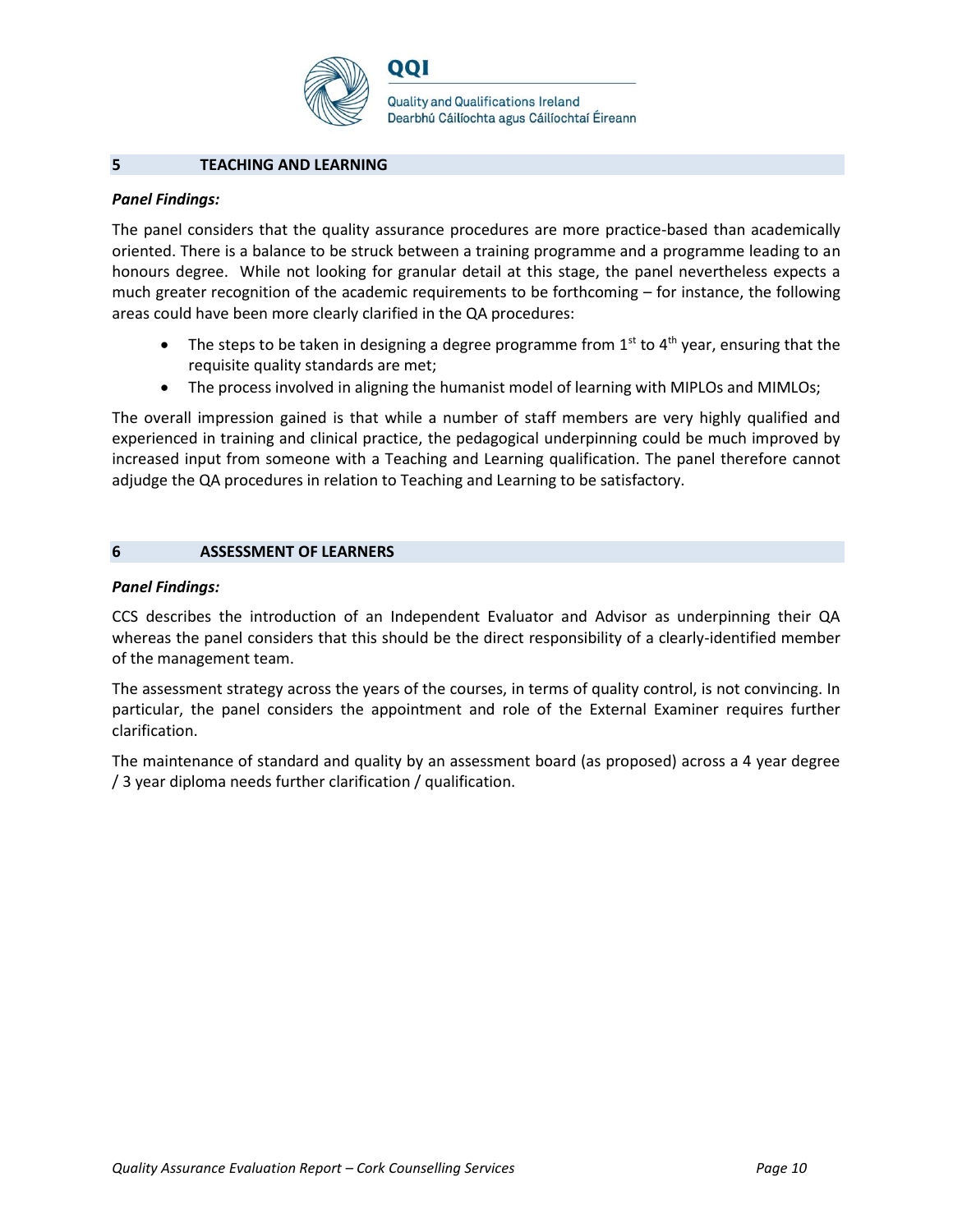## 5 TEACHING AND LEARNING

***Panel Findings:***

The panel considers that the quality assurance procedures are more practice-based than academically oriented. There is a balance to be struck between a training programme and a programme leading to an honours degree. While not looking for granular detail at this stage, the panel nevertheless expects a much greater recognition of the academic requirements to be forthcoming – for instance, the following areas could have been more clearly clarified in the QA procedures:

- The steps to be taken in designing a degree programme from 1st to 4th year, ensuring that the requisite quality standards are met;
- The process involved in aligning the humanist model of learning with MIPLOs and MIMLOs;

The overall impression gained is that while a number of staff members are very highly qualified and experienced in training and clinical practice, the pedagogical underpinning could be much improved by increased input from someone with a Teaching and Learning qualification. The panel therefore cannot adjudge the QA procedures in relation to Teaching and Learning to be satisfactory.

## 6 ASSESSMENT OF LEARNERS

***Panel Findings:***

CCS describes the introduction of an Independent Evaluator and Advisor as underpinning their QA whereas the panel considers that this should be the direct responsibility of a clearly-identified member of the management team.

The assessment strategy across the years of the courses, in terms of quality control, is not convincing. In particular, the panel considers the appointment and role of the External Examiner requires further clarification.

The maintenance of standard and quality by an assessment board (as proposed) across a 4 year degree / 3 year diploma needs further clarification / qualification.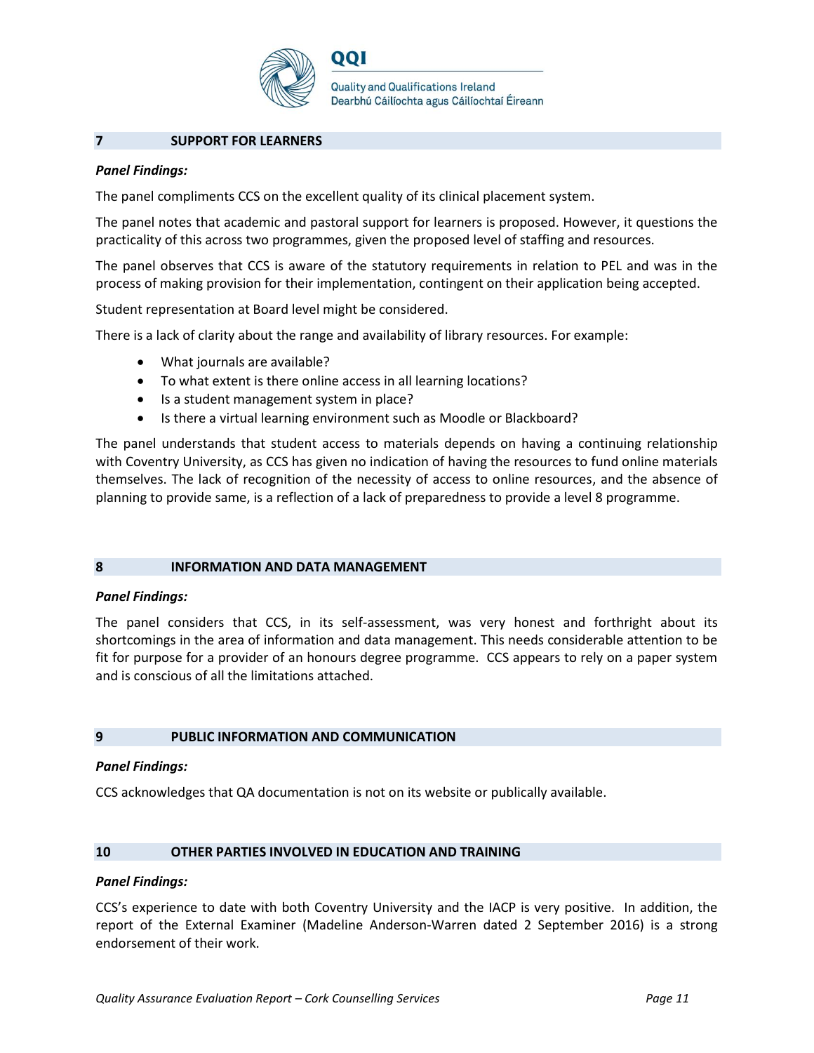## 7 SUPPORT FOR LEARNERS

***Panel Findings:***

The panel compliments CCS on the excellent quality of its clinical placement system.

The panel notes that academic and pastoral support for learners is proposed. However, it questions the practicality of this across two programmes, given the proposed level of staffing and resources.

The panel observes that CCS is aware of the statutory requirements in relation to PEL and was in the process of making provision for their implementation, contingent on their application being accepted.

Student representation at Board level might be considered.

There is a lack of clarity about the range and availability of library resources. For example:

- What journals are available?
- To what extent is there online access in all learning locations?
- Is a student management system in place?
- Is there a virtual learning environment such as Moodle or Blackboard?

The panel understands that student access to materials depends on having a continuing relationship with Coventry University, as CCS has given no indication of having the resources to fund online materials themselves. The lack of recognition of the necessity of access to online resources, and the absence of planning to provide same, is a reflection of a lack of preparedness to provide a level 8 programme.

## 8 INFORMATION AND DATA MANAGEMENT

***Panel Findings:***

The panel considers that CCS, in its self-assessment, was very honest and forthright about its shortcomings in the area of information and data management. This needs considerable attention to be fit for purpose for a provider of an honours degree programme. CCS appears to rely on a paper system and is conscious of all the limitations attached.

## 9 PUBLIC INFORMATION AND COMMUNICATION

***Panel Findings:***

CCS acknowledges that QA documentation is not on its website or publically available.

## 10 OTHER PARTIES INVOLVED IN EDUCATION AND TRAINING

***Panel Findings:***

CCS's experience to date with both Coventry University and the IACP is very positive. In addition, the report of the External Examiner (Madeline Anderson-Warren dated 2 September 2016) is a strong endorsement of their work.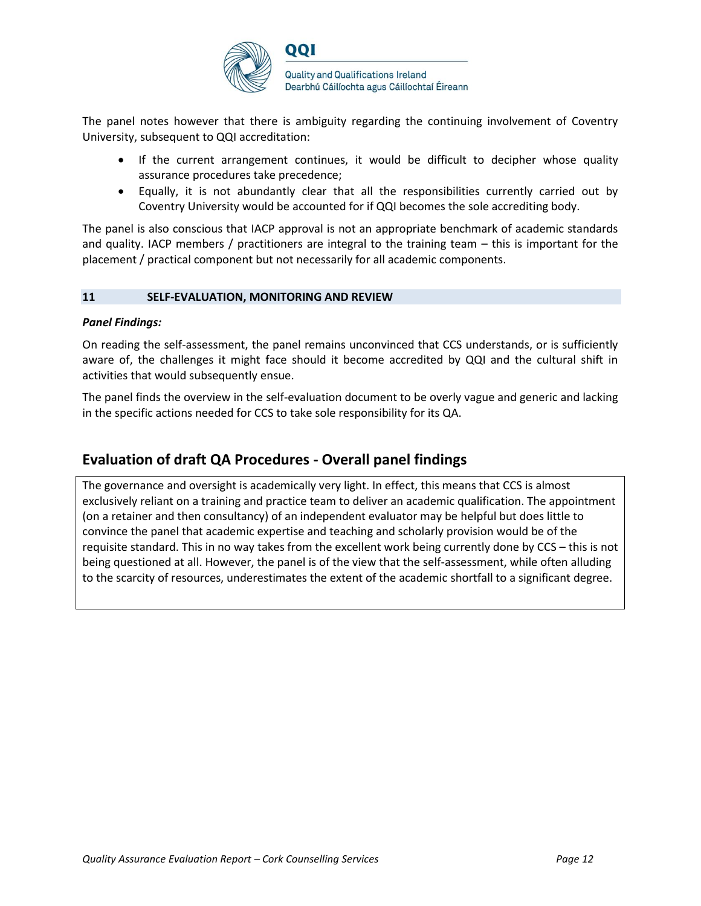The panel notes however that there is ambiguity regarding the continuing involvement of Coventry University, subsequent to QQI accreditation:

- If the current arrangement continues, it would be difficult to decipher whose quality assurance procedures take precedence;
- Equally, it is not abundantly clear that all the responsibilities currently carried out by Coventry University would be accounted for if QQI becomes the sole accrediting body.

The panel is also conscious that IACP approval is not an appropriate benchmark of academic standards and quality. IACP members / practitioners are integral to the training team – this is important for the placement / practical component but not necessarily for all academic components.

### 11 SELF-EVALUATION, MONITORING AND REVIEW

***Panel Findings:***

On reading the self-assessment, the panel remains unconvinced that CCS understands, or is sufficiently aware of, the challenges it might face should it become accredited by QQI and the cultural shift in activities that would subsequently ensue.

The panel finds the overview in the self-evaluation document to be overly vague and generic and lacking in the specific actions needed for CCS to take sole responsibility for its QA.

## Evaluation of draft QA Procedures - Overall panel findings

The governance and oversight is academically very light. In effect, this means that CCS is almost exclusively reliant on a training and practice team to deliver an academic qualification. The appointment (on a retainer and then consultancy) of an independent evaluator may be helpful but does little to convince the panel that academic expertise and teaching and scholarly provision would be of the requisite standard. This in no way takes from the excellent work being currently done by CCS – this is not being questioned at all. However, the panel is of the view that the self-assessment, while often alluding to the scarcity of resources, underestimates the extent of the academic shortfall to a significant degree.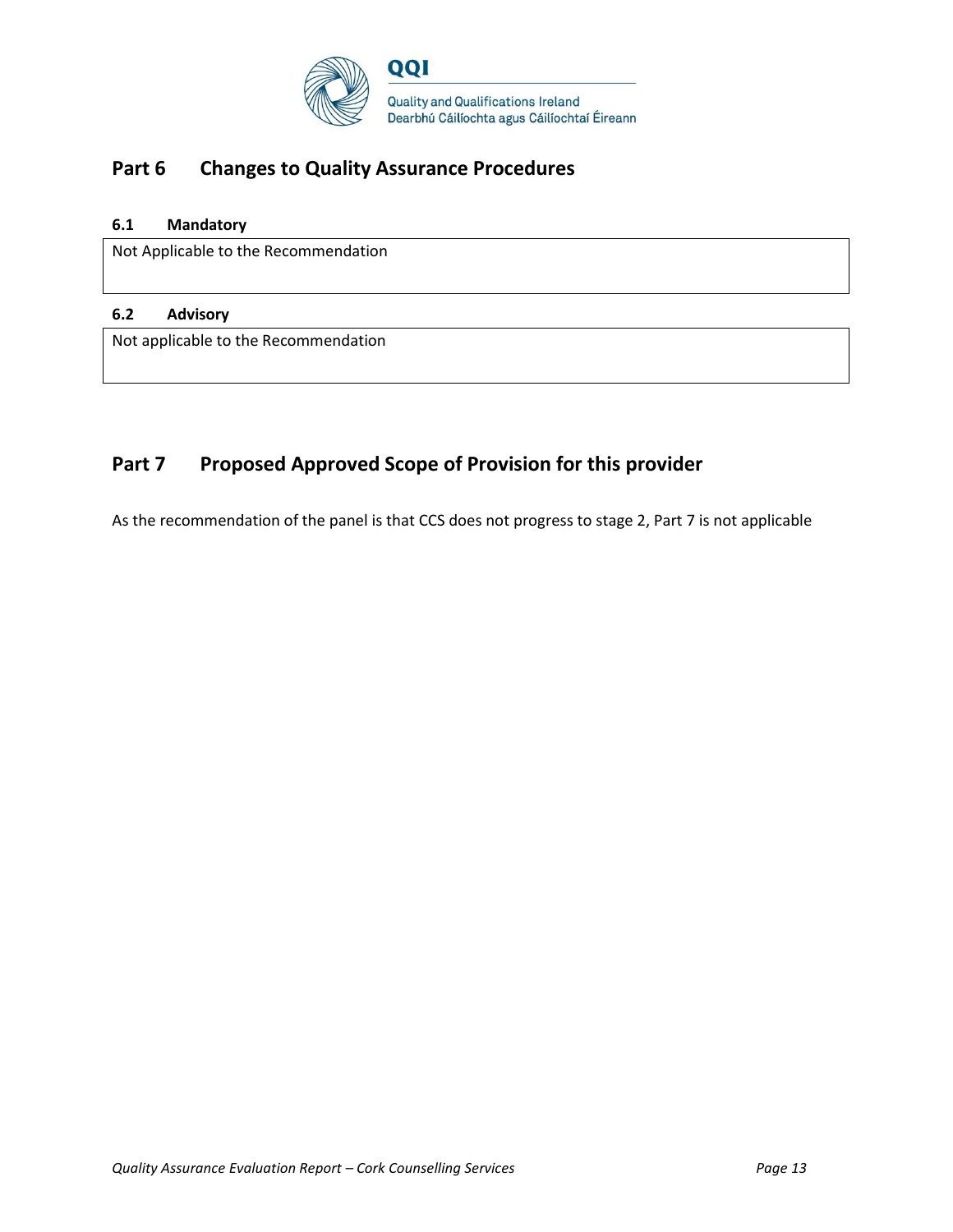## Part 6 Changes to Quality Assurance Procedures

### 6.1 Mandatory

Not Applicable to the Recommendation

### 6.2 Advisory

Not applicable to the Recommendation

## Part 7 Proposed Approved Scope of Provision for this provider

As the recommendation of the panel is that CCS does not progress to stage 2, Part 7 is not applicable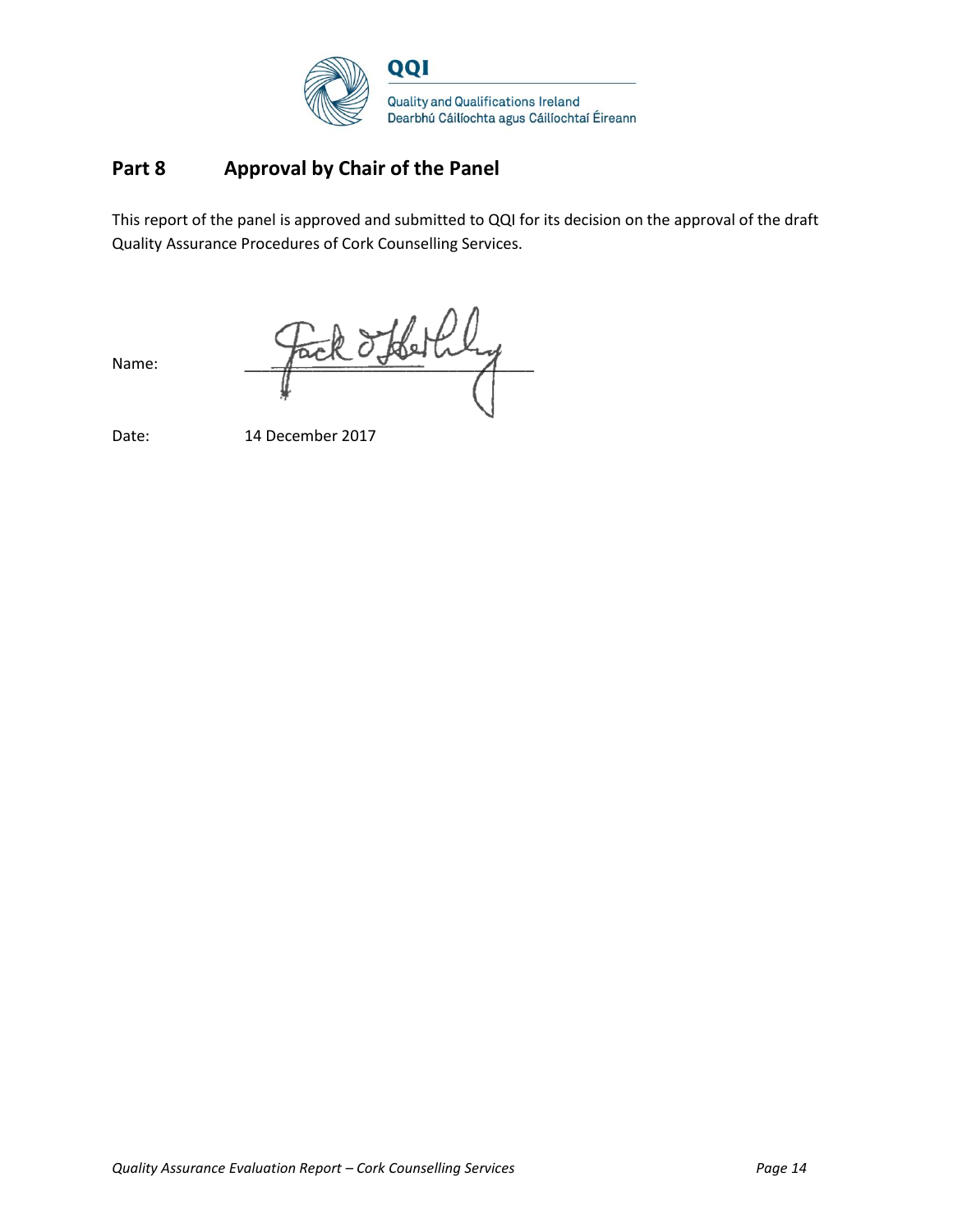## Part 8 Approval by Chair of the Panel

This report of the panel is approved and submitted to QQI for its decision on the approval of the draft Quality Assurance Procedures of Cork Counselling Services.

Name: Jack O'Herlihy

Date: 14 December 2017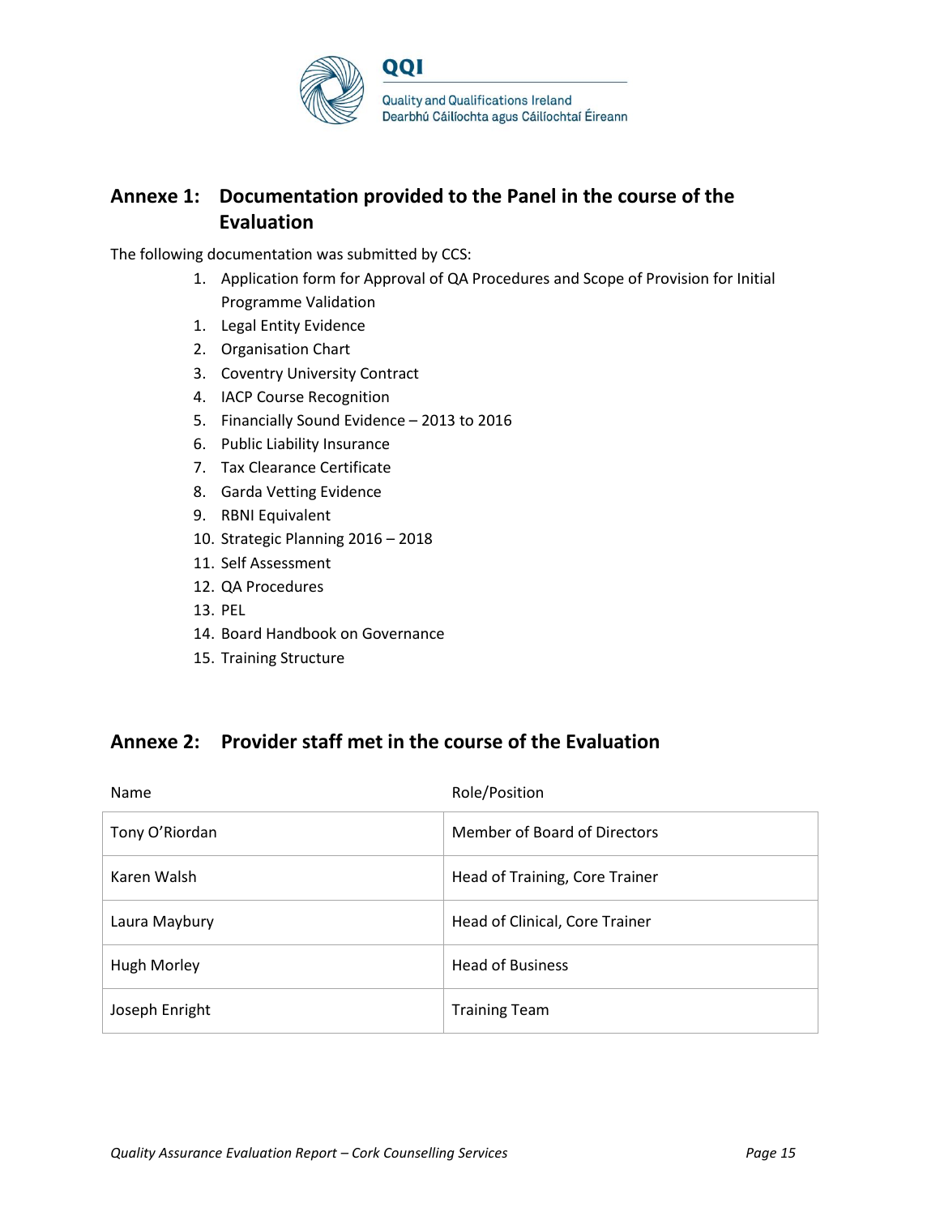## Annexe 1: Documentation provided to the Panel in the course of the Evaluation

The following documentation was submitted by CCS:

1. Application form for Approval of QA Procedures and Scope of Provision for Initial Programme Validation
1. Legal Entity Evidence
2. Organisation Chart
3. Coventry University Contract
4. IACP Course Recognition
5. Financially Sound Evidence – 2013 to 2016
6. Public Liability Insurance
7. Tax Clearance Certificate
8. Garda Vetting Evidence
9. RBNI Equivalent
10. Strategic Planning 2016 – 2018
11. Self Assessment
12. QA Procedures
13. PEL
14. Board Handbook on Governance
15. Training Structure

## Annexe 2: Provider staff met in the course of the Evaluation

| Name | Role/Position |
|---|---|
| Tony O'Riordan | Member of Board of Directors |
| Karen Walsh | Head of Training, Core Trainer |
| Laura Maybury | Head of Clinical, Core Trainer |
| Hugh Morley | Head of Business |
| Joseph Enright | Training Team |